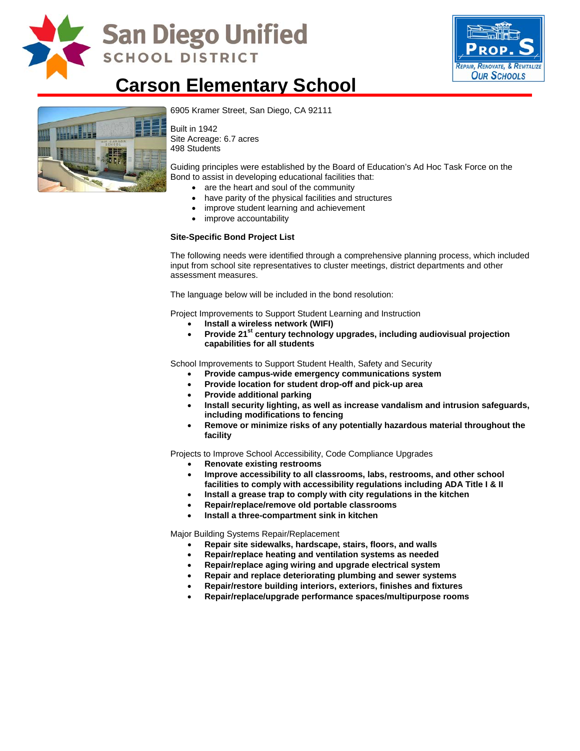San Diego Unified SCHOOL DISTRICT

PROP. S — Repair, Renovate, & Revitalize Our Schools

# Carson Elementary School

6905 Kramer Street, San Diego, CA 92111

Built in 1942
Site Acreage: 6.7 acres
498 Students

Guiding principles were established by the Board of Education's Ad Hoc Task Force on the Bond to assist in developing educational facilities that:

- are the heart and soul of the community
- have parity of the physical facilities and structures
- improve student learning and achievement
- improve accountability

**Site-Specific Bond Project List**

The following needs were identified through a comprehensive planning process, which included input from school site representatives to cluster meetings, district departments and other assessment measures.

The language below will be included in the bond resolution:

Project Improvements to Support Student Learning and Instruction

- **Install a wireless network (WIFI)**
- **Provide 21st century technology upgrades, including audiovisual projection capabilities for all students**

School Improvements to Support Student Health, Safety and Security

- **Provide campus-wide emergency communications system**
- **Provide location for student drop-off and pick-up area**
- **Provide additional parking**
- **Install security lighting, as well as increase vandalism and intrusion safeguards, including modifications to fencing**
- **Remove or minimize risks of any potentially hazardous material throughout the facility**

Projects to Improve School Accessibility, Code Compliance Upgrades

- **Renovate existing restrooms**
- **Improve accessibility to all classrooms, labs, restrooms, and other school facilities to comply with accessibility regulations including ADA Title I & II**
- **Install a grease trap to comply with city regulations in the kitchen**
- **Repair/replace/remove old portable classrooms**
- **Install a three-compartment sink in kitchen**

Major Building Systems Repair/Replacement

- **Repair site sidewalks, hardscape, stairs, floors, and walls**
- **Repair/replace heating and ventilation systems as needed**
- **Repair/replace aging wiring and upgrade electrical system**
- **Repair and replace deteriorating plumbing and sewer systems**
- **Repair/restore building interiors, exteriors, finishes and fixtures**
- **Repair/replace/upgrade performance spaces/multipurpose rooms**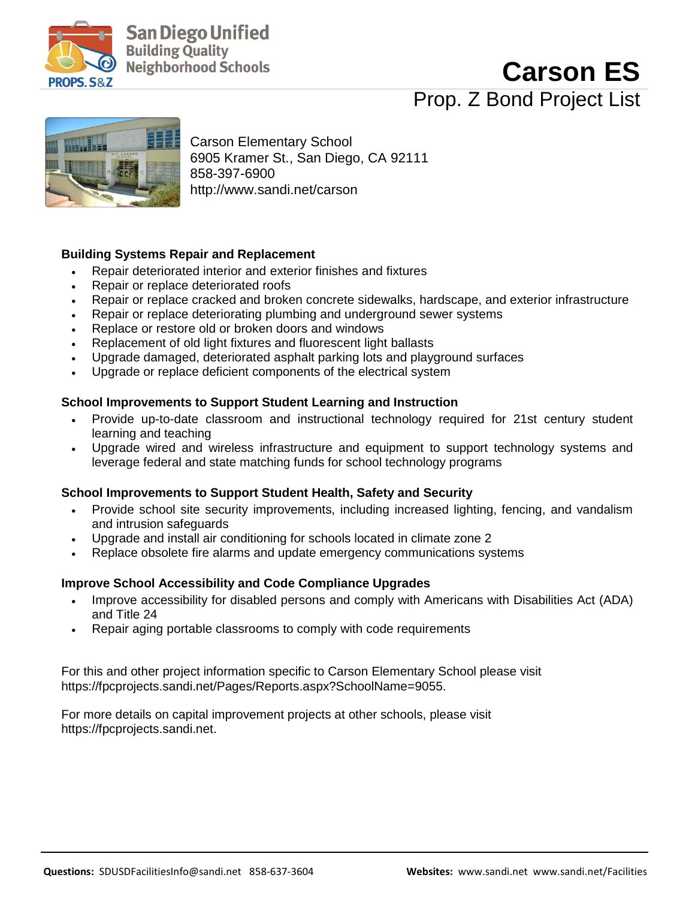San Diego Unified
Building Quality
Neighborhood Schools

PROPS. S&Z

# Carson ES

## Prop. Z Bond Project List

Carson Elementary School
6905 Kramer St., San Diego, CA 92111
858-397-6900
http://www.sandi.net/carson

### Building Systems Repair and Replacement

- Repair deteriorated interior and exterior finishes and fixtures
- Repair or replace deteriorated roofs
- Repair or replace cracked and broken concrete sidewalks, hardscape, and exterior infrastructure
- Repair or replace deteriorating plumbing and underground sewer systems
- Replace or restore old or broken doors and windows
- Replacement of old light fixtures and fluorescent light ballasts
- Upgrade damaged, deteriorated asphalt parking lots and playground surfaces
- Upgrade or replace deficient components of the electrical system

### School Improvements to Support Student Learning and Instruction

- Provide up-to-date classroom and instructional technology required for 21st century student learning and teaching
- Upgrade wired and wireless infrastructure and equipment to support technology systems and leverage federal and state matching funds for school technology programs

### School Improvements to Support Student Health, Safety and Security

- Provide school site security improvements, including increased lighting, fencing, and vandalism and intrusion safeguards
- Upgrade and install air conditioning for schools located in climate zone 2
- Replace obsolete fire alarms and update emergency communications systems

### Improve School Accessibility and Code Compliance Upgrades

- Improve accessibility for disabled persons and comply with Americans with Disabilities Act (ADA) and Title 24
- Repair aging portable classrooms to comply with code requirements

For this and other project information specific to Carson Elementary School please visit https://fpcprojects.sandi.net/Pages/Reports.aspx?SchoolName=9055.

For more details on capital improvement projects at other schools, please visit https://fpcprojects.sandi.net.

**Questions:** SDUSDFacilitiesInfo@sandi.net 858-637-3604 **Websites:** www.sandi.net www.sandi.net/Facilities